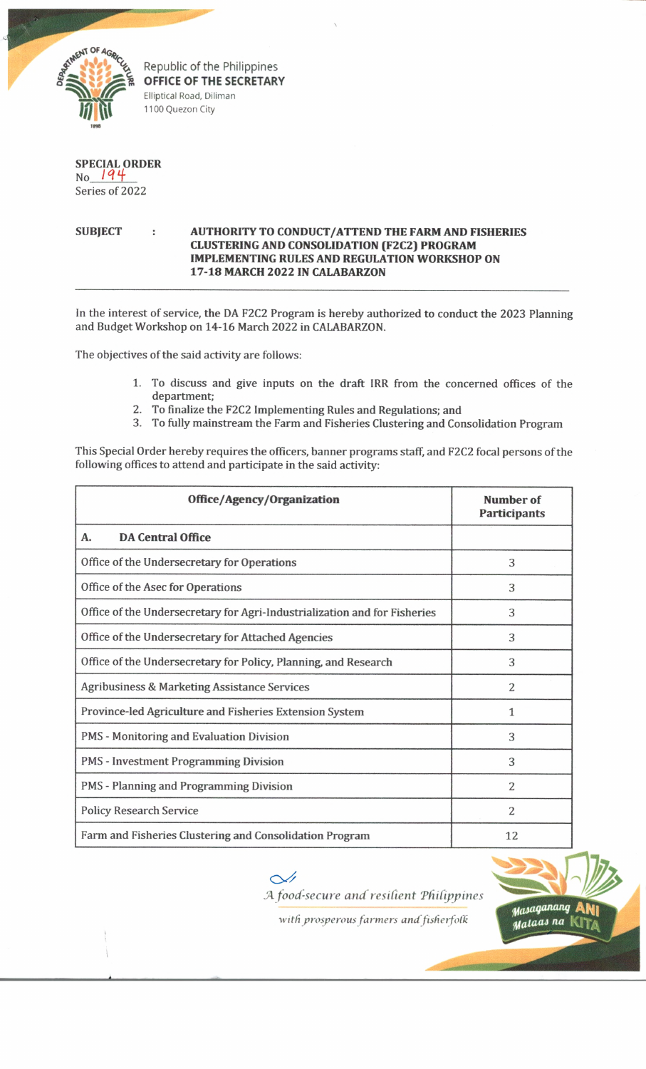Republic of the Philippines
**OFFICE OF THE SECRETARY**
Elliptical Road, Diliman
1100 Quezon City

**SPECIAL ORDER**
No. 194
Series of 2022

**SUBJECT : AUTHORITY TO CONDUCT/ATTEND THE FARM AND FISHERIES CLUSTERING AND CONSOLIDATION (F2C2) PROGRAM IMPLEMENTING RULES AND REGULATION WORKSHOP ON 17-18 MARCH 2022 IN CALABARZON**

---

In the interest of service, the DA F2C2 Program is hereby authorized to conduct the 2023 Planning and Budget Workshop on 14-16 March 2022 in CALABARZON.

The objectives of the said activity are follows:

1. To discuss and give inputs on the draft IRR from the concerned offices of the department;
2. To finalize the F2C2 Implementing Rules and Regulations; and
3. To fully mainstream the Farm and Fisheries Clustering and Consolidation Program

This Special Order hereby requires the officers, banner programs staff, and F2C2 focal persons of the following offices to attend and participate in the said activity:

| Office/Agency/Organization | Number of Participants |
|---|---|
| **A. DA Central Office** | |
| Office of the Undersecretary for Operations | 3 |
| Office of the Asec for Operations | 3 |
| Office of the Undersecretary for Agri-Industrialization and for Fisheries | 3 |
| Office of the Undersecretary for Attached Agencies | 3 |
| Office of the Undersecretary for Policy, Planning, and Research | 3 |
| Agribusiness & Marketing Assistance Services | 2 |
| Province-led Agriculture and Fisheries Extension System | 1 |
| PMS - Monitoring and Evaluation Division | 3 |
| PMS - Investment Programming Division | 3 |
| PMS - Planning and Programming Division | 2 |
| Policy Research Service | 2 |
| Farm and Fisheries Clustering and Consolidation Program | 12 |

*A food-secure and resilient Philippines with prosperous farmers and fisherfolk*

Masaganang ANI Mataas na KITA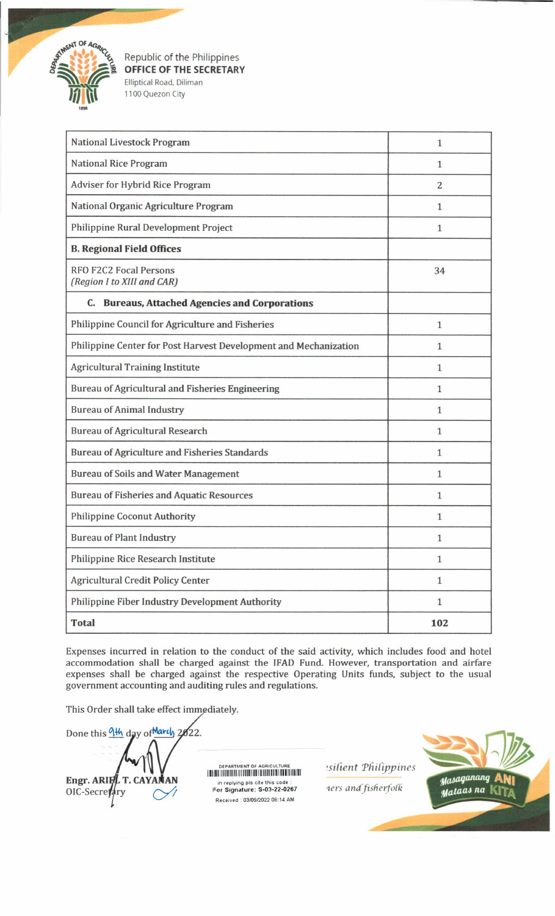Republic of the Philippines
**OFFICE OF THE SECRETARY**
Elliptical Road, Diliman
1100 Quezon City

| | |
|---|---|
| National Livestock Program | 1 |
| National Rice Program | 1 |
| Adviser for Hybrid Rice Program | 2 |
| National Organic Agriculture Program | 1 |
| Philippine Rural Development Project | 1 |
| **B. Regional Field Offices** | |
| RFO F2C2 Focal Persons *(Region I to XIII and CAR)* | 34 |
| **C. Bureaus, Attached Agencies and Corporations** | |
| Philippine Council for Agriculture and Fisheries | 1 |
| Philippine Center for Post Harvest Development and Mechanization | 1 |
| Agricultural Training Institute | 1 |
| Bureau of Agricultural and Fisheries Engineering | 1 |
| Bureau of Animal Industry | 1 |
| Bureau of Agricultural Research | 1 |
| Bureau of Agriculture and Fisheries Standards | 1 |
| Bureau of Soils and Water Management | 1 |
| Bureau of Fisheries and Aquatic Resources | 1 |
| Philippine Coconut Authority | 1 |
| Bureau of Plant Industry | 1 |
| Philippine Rice Research Institute | 1 |
| Agricultural Credit Policy Center | 1 |
| Philippine Fiber Industry Development Authority | 1 |
| **Total** | **102** |

Expenses incurred in relation to the conduct of the said activity, which includes food and hotel accommodation shall be charged against the IFAD Fund. However, transportation and airfare expenses shall be charged against the respective Operating Units funds, subject to the usual government accounting and auditing rules and regulations.

This Order shall take effect immediately.

Done this 9th day of March 2022.

**Engr. ARIEL T. CAYANAN**
OIC-Secretary

DEPARTMENT OF AGRICULTURE
in replying pls cite this code :
For Signature: S-03-22-0267
Received : 03/09/2022 08:14 AM